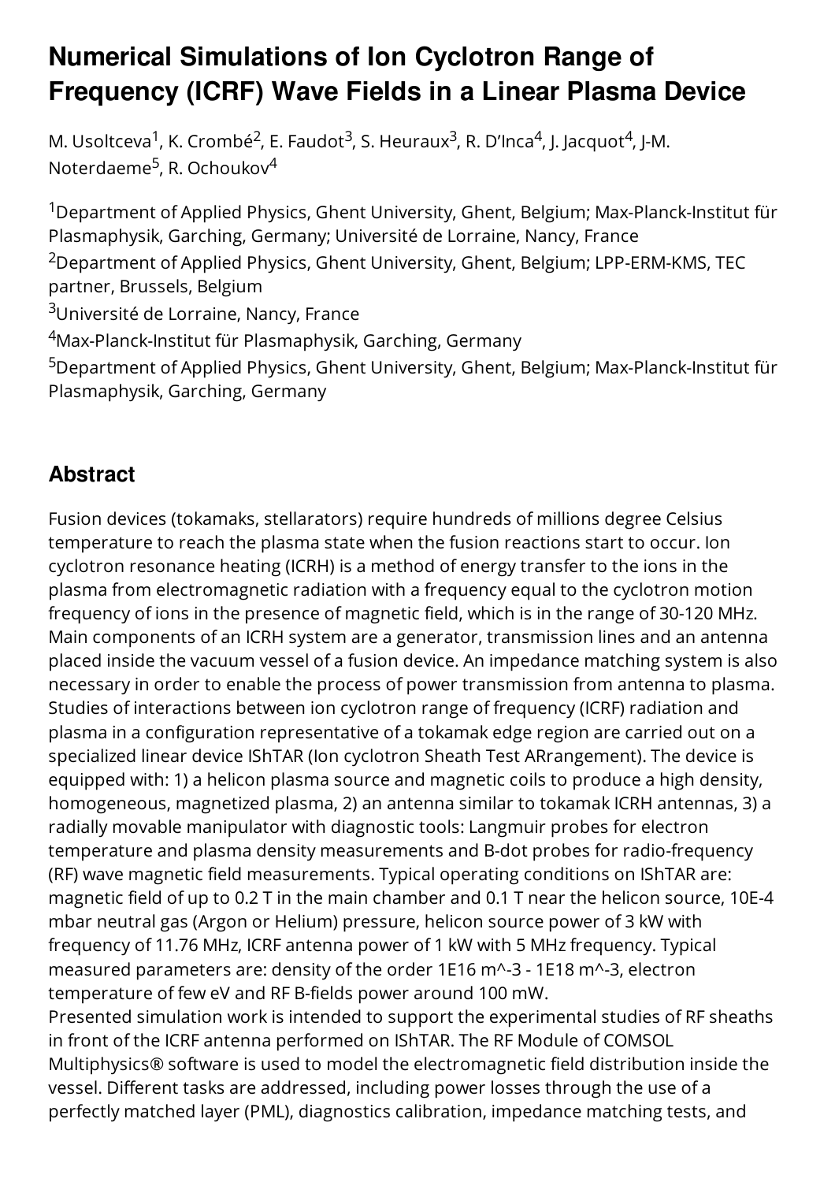# Numerical Simulations of Ion Cyclotron Range of Frequency (ICRF) Wave Fields in a Linear Plasma Device

M. Usoltceva[1], K. Crombé[2], E. Faudot[3], S. Heuraux[3], R. D'Inca[4], J. Jacquot[4], J-M. Noterdaeme[5], R. Ochoukov[4]

[1]Department of Applied Physics, Ghent University, Ghent, Belgium; Max-Planck-Institut für Plasmaphysik, Garching, Germany; Université de Lorraine, Nancy, France

[2]Department of Applied Physics, Ghent University, Ghent, Belgium; LPP-ERM-KMS, TEC partner, Brussels, Belgium

[3]Université de Lorraine, Nancy, France

[4]Max-Planck-Institut für Plasmaphysik, Garching, Germany

[5]Department of Applied Physics, Ghent University, Ghent, Belgium; Max-Planck-Institut für Plasmaphysik, Garching, Germany

## Abstract

Fusion devices (tokamaks, stellarators) require hundreds of millions degree Celsius temperature to reach the plasma state when the fusion reactions start to occur. Ion cyclotron resonance heating (ICRH) is a method of energy transfer to the ions in the plasma from electromagnetic radiation with a frequency equal to the cyclotron motion frequency of ions in the presence of magnetic field, which is in the range of 30-120 MHz. Main components of an ICRH system are a generator, transmission lines and an antenna placed inside the vacuum vessel of a fusion device. An impedance matching system is also necessary in order to enable the process of power transmission from antenna to plasma. Studies of interactions between ion cyclotron range of frequency (ICRF) radiation and plasma in a configuration representative of a tokamak edge region are carried out on a specialized linear device IShTAR (Ion cyclotron Sheath Test ARrangement). The device is equipped with: 1) a helicon plasma source and magnetic coils to produce a high density, homogeneous, magnetized plasma, 2) an antenna similar to tokamak ICRH antennas, 3) a radially movable manipulator with diagnostic tools: Langmuir probes for electron temperature and plasma density measurements and B-dot probes for radio-frequency (RF) wave magnetic field measurements. Typical operating conditions on IShTAR are: magnetic field of up to 0.2 T in the main chamber and 0.1 T near the helicon source, 10E-4 mbar neutral gas (Argon or Helium) pressure, helicon source power of 3 kW with frequency of 11.76 MHz, ICRF antenna power of 1 kW with 5 MHz frequency. Typical measured parameters are: density of the order 1E16 m^-3 - 1E18 m^-3, electron temperature of few eV and RF B-fields power around 100 mW.

Presented simulation work is intended to support the experimental studies of RF sheaths in front of the ICRF antenna performed on IShTAR. The RF Module of COMSOL Multiphysics® software is used to model the electromagnetic field distribution inside the vessel. Different tasks are addressed, including power losses through the use of a perfectly matched layer (PML), diagnostics calibration, impedance matching tests, and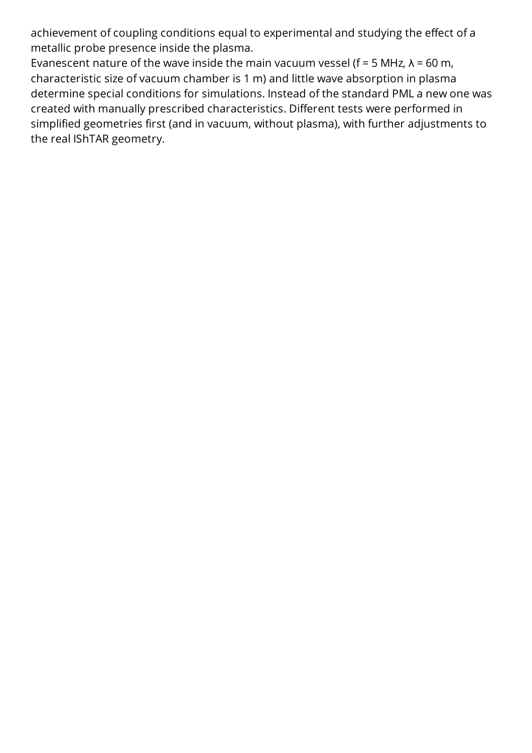achievement of coupling conditions equal to experimental and studying the effect of a metallic probe presence inside the plasma.

Evanescent nature of the wave inside the main vacuum vessel (f = 5 MHz, $\lambda$ = 60 m, characteristic size of vacuum chamber is 1 m) and little wave absorption in plasma determine special conditions for simulations. Instead of the standard PML a new one was created with manually prescribed characteristics. Different tests were performed in simplified geometries first (and in vacuum, without plasma), with further adjustments to the real IShTAR geometry.